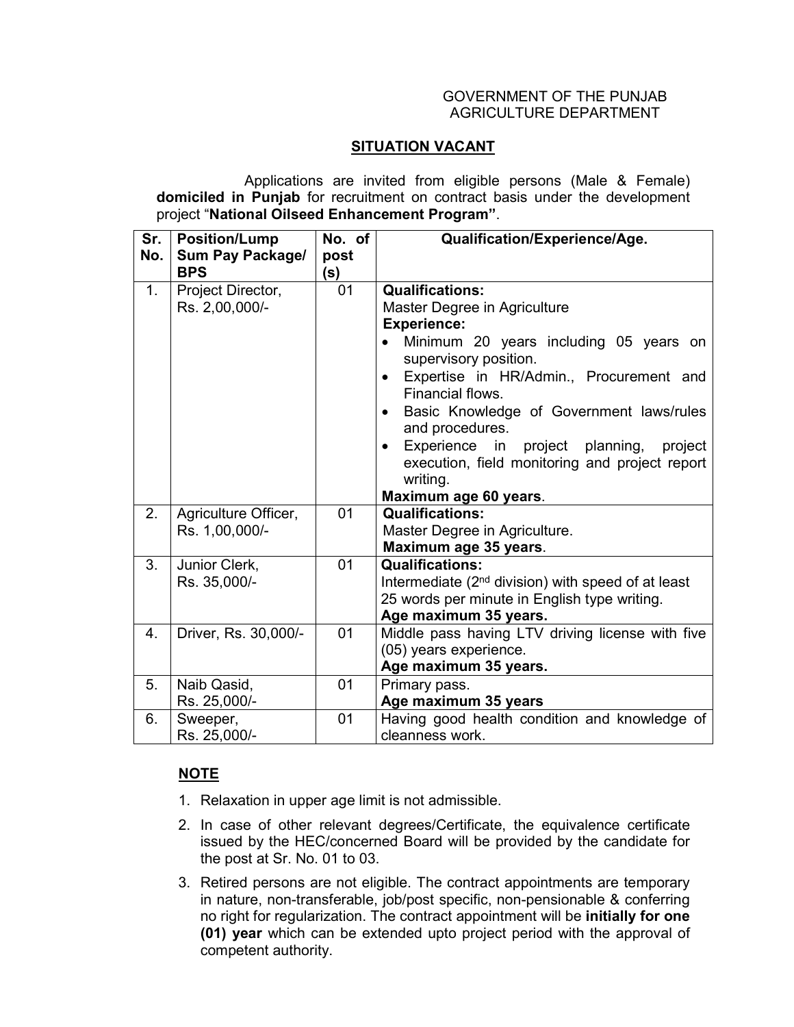GOVERNMENT OF THE PUNJAB
AGRICULTURE DEPARTMENT

## SITUATION VACANT

Applications are invited from eligible persons (Male & Female) **domiciled in Punjab** for recruitment on contract basis under the development project "**National Oilseed Enhancement Program"**.

| Sr. No. | Position/Lump Sum Pay Package/ BPS | No. of post (s) | Qualification/Experience/Age. |
|---|---|---|---|
| 1. | Project Director, Rs. 2,00,000/- | 01 | **Qualifications:**<br>Master Degree in Agriculture<br>**Experience:**<br>• Minimum 20 years including 05 years on supervisory position.<br>• Expertise in HR/Admin., Procurement and Financial flows.<br>• Basic Knowledge of Government laws/rules and procedures.<br>• Experience in project planning, project execution, field monitoring and project report writing.<br>**Maximum age 60 years**. |
| 2. | Agriculture Officer, Rs. 1,00,000/- | 01 | **Qualifications:**<br>Master Degree in Agriculture.<br>**Maximum age 35 years**. |
| 3. | Junior Clerk, Rs. 35,000/- | 01 | **Qualifications:**<br>Intermediate (2nd division) with speed of at least 25 words per minute in English type writing.<br>**Age maximum 35 years.** |
| 4. | Driver, Rs. 30,000/- | 01 | Middle pass having LTV driving license with five (05) years experience.<br>**Age maximum 35 years.** |
| 5. | Naib Qasid, Rs. 25,000/- | 01 | Primary pass.<br>**Age maximum 35 years** |
| 6. | Sweeper, Rs. 25,000/- | 01 | Having good health condition and knowledge of cleanness work. |

### NOTE

1. Relaxation in upper age limit is not admissible.
2. In case of other relevant degrees/Certificate, the equivalence certificate issued by the HEC/concerned Board will be provided by the candidate for the post at Sr. No. 01 to 03.
3. Retired persons are not eligible. The contract appointments are temporary in nature, non-transferable, job/post specific, non-pensionable & conferring no right for regularization. The contract appointment will be **initially for one (01) year** which can be extended upto project period with the approval of competent authority.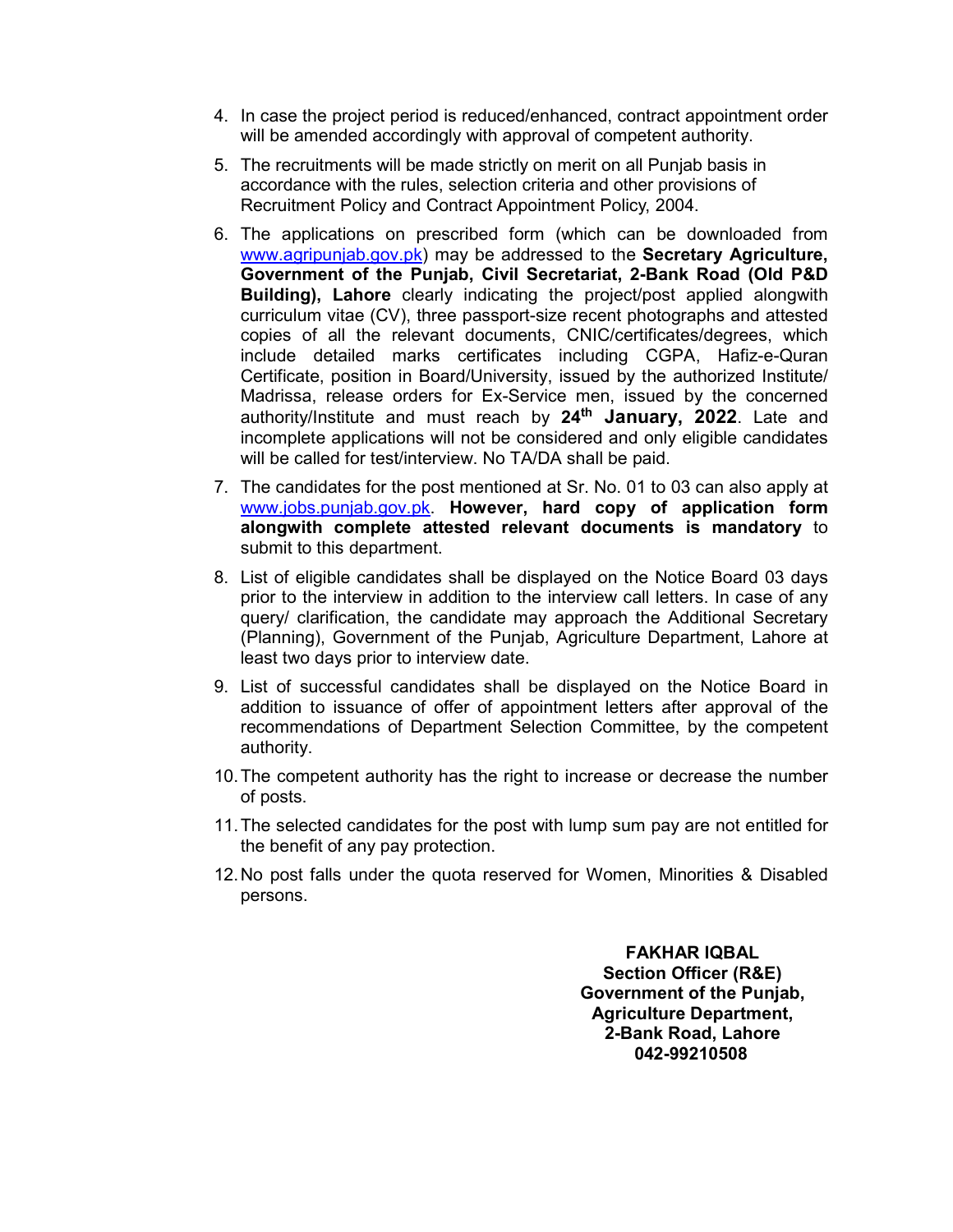4. In case the project period is reduced/enhanced, contract appointment order will be amended accordingly with approval of competent authority.

5. The recruitments will be made strictly on merit on all Punjab basis in accordance with the rules, selection criteria and other provisions of Recruitment Policy and Contract Appointment Policy, 2004.

6. The applications on prescribed form (which can be downloaded from www.agripunjab.gov.pk) may be addressed to the **Secretary Agriculture, Government of the Punjab, Civil Secretariat, 2-Bank Road (Old P&D Building), Lahore** clearly indicating the project/post applied alongwith curriculum vitae (CV), three passport-size recent photographs and attested copies of all the relevant documents, CNIC/certificates/degrees, which include detailed marks certificates including CGPA, Hafiz-e-Quran Certificate, position in Board/University, issued by the authorized Institute/ Madrissa, release orders for Ex-Service men, issued by the concerned authority/Institute and must reach by **24th January, 2022**. Late and incomplete applications will not be considered and only eligible candidates will be called for test/interview. No TA/DA shall be paid.

7. The candidates for the post mentioned at Sr. No. 01 to 03 can also apply at www.jobs.punjab.gov.pk. **However, hard copy of application form alongwith complete attested relevant documents is mandatory** to submit to this department.

8. List of eligible candidates shall be displayed on the Notice Board 03 days prior to the interview in addition to the interview call letters. In case of any query/ clarification, the candidate may approach the Additional Secretary (Planning), Government of the Punjab, Agriculture Department, Lahore at least two days prior to interview date.

9. List of successful candidates shall be displayed on the Notice Board in addition to issuance of offer of appointment letters after approval of the recommendations of Department Selection Committee, by the competent authority.

10. The competent authority has the right to increase or decrease the number of posts.

11. The selected candidates for the post with lump sum pay are not entitled for the benefit of any pay protection.

12. No post falls under the quota reserved for Women, Minorities & Disabled persons.

**FAKHAR IQBAL**
**Section Officer (R&E)**
**Government of the Punjab,**
**Agriculture Department,**
**2-Bank Road, Lahore**
**042-99210508**